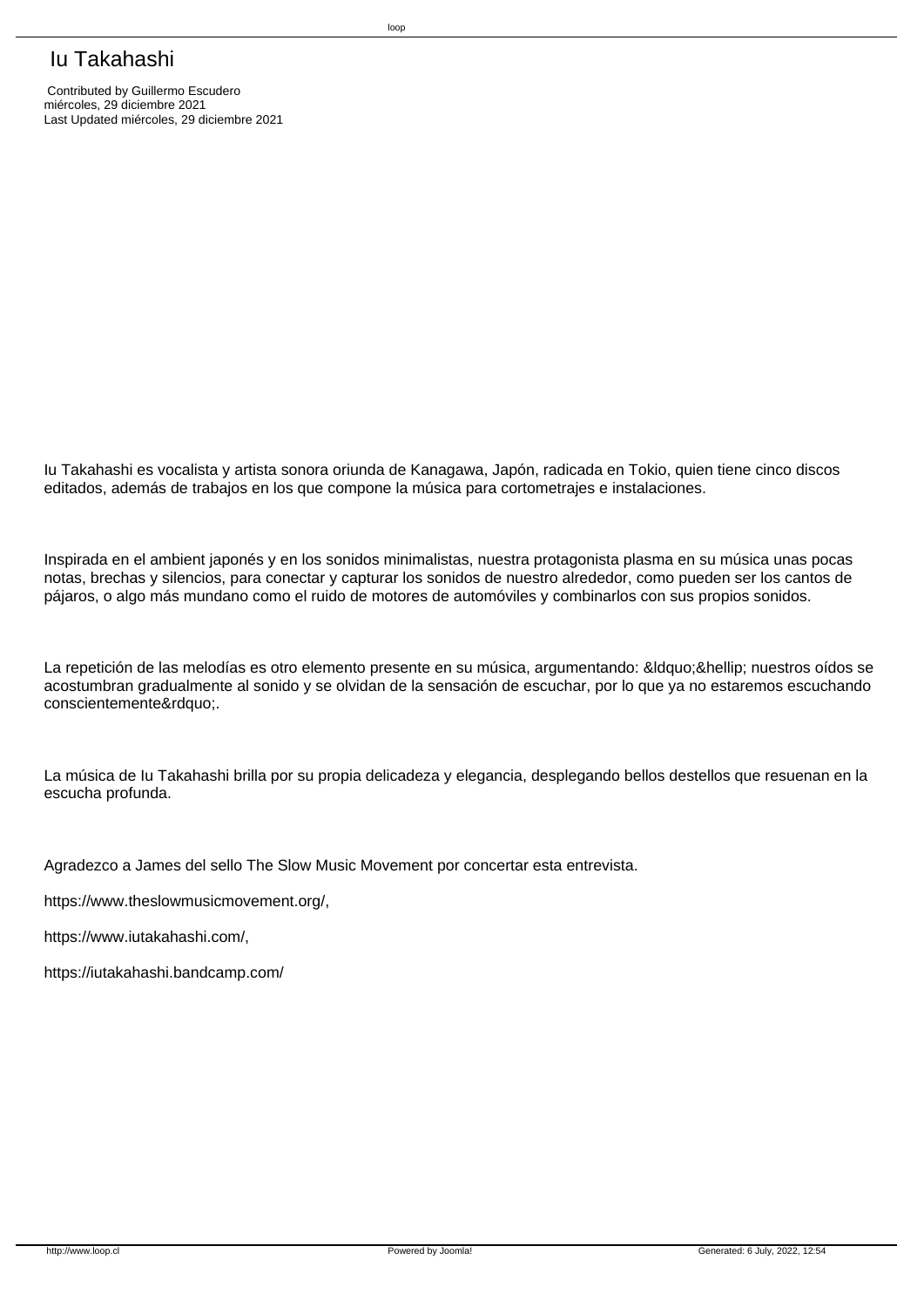# Iu Takahashi

Contributed by Guillermo Escudero
miércoles, 29 diciembre 2021
Last Updated miércoles, 29 diciembre 2021

Iu Takahashi es vocalista y artista sonora oriunda de Kanagawa, Japón, radicada en Tokio, quien tiene cinco discos editados, además de trabajos en los que compone la música para cortometrajes e instalaciones.

Inspirada en el ambient japonés y en los sonidos minimalistas, nuestra protagonista plasma en su música unas pocas notas, brechas y silencios, para conectar y capturar los sonidos de nuestro alrededor, como pueden ser los cantos de pájaros, o algo más mundano como el ruido de motores de automóviles y combinarlos con sus propios sonidos.

La repetición de las melodías es otro elemento presente en su música, argumentando: &ldquo;&hellip; nuestros oídos se acostumbran gradualmente al sonido y se olvidan de la sensación de escuchar, por lo que ya no estaremos escuchando conscientemente&rdquo;.

La música de Iu Takahashi brilla por su propia delicadeza y elegancia, desplegando bellos destellos que resuenan en la escucha profunda.

Agradezco a James del sello The Slow Music Movement por concertar esta entrevista.

https://www.theslowmusicmovement.org/,

https://www.iutakahashi.com/,

https://iutakahashi.bandcamp.com/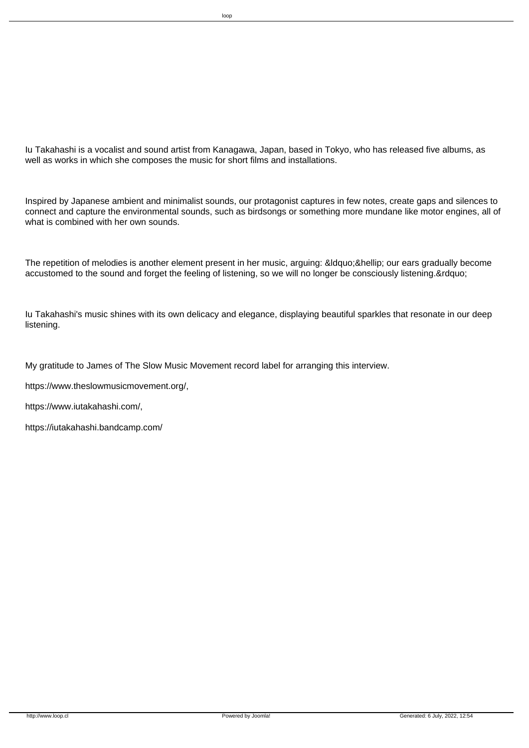Iu Takahashi is a vocalist and sound artist from Kanagawa, Japan, based in Tokyo, who has released five albums, as well as works in which she composes the music for short films and installations.

Inspired by Japanese ambient and minimalist sounds, our protagonist captures in few notes, create gaps and silences to connect and capture the environmental sounds, such as birdsongs or something more mundane like motor engines, all of what is combined with her own sounds.

The repetition of melodies is another element present in her music, arguing: &ldquo;&hellip; our ears gradually become accustomed to the sound and forget the feeling of listening, so we will no longer be consciously listening.&rdquo;

Iu Takahashi's music shines with its own delicacy and elegance, displaying beautiful sparkles that resonate in our deep listening.

My gratitude to James of The Slow Music Movement record label for arranging this interview.

https://www.theslowmusicmovement.org/,

https://www.iutakahashi.com/,

https://iutakahashi.bandcamp.com/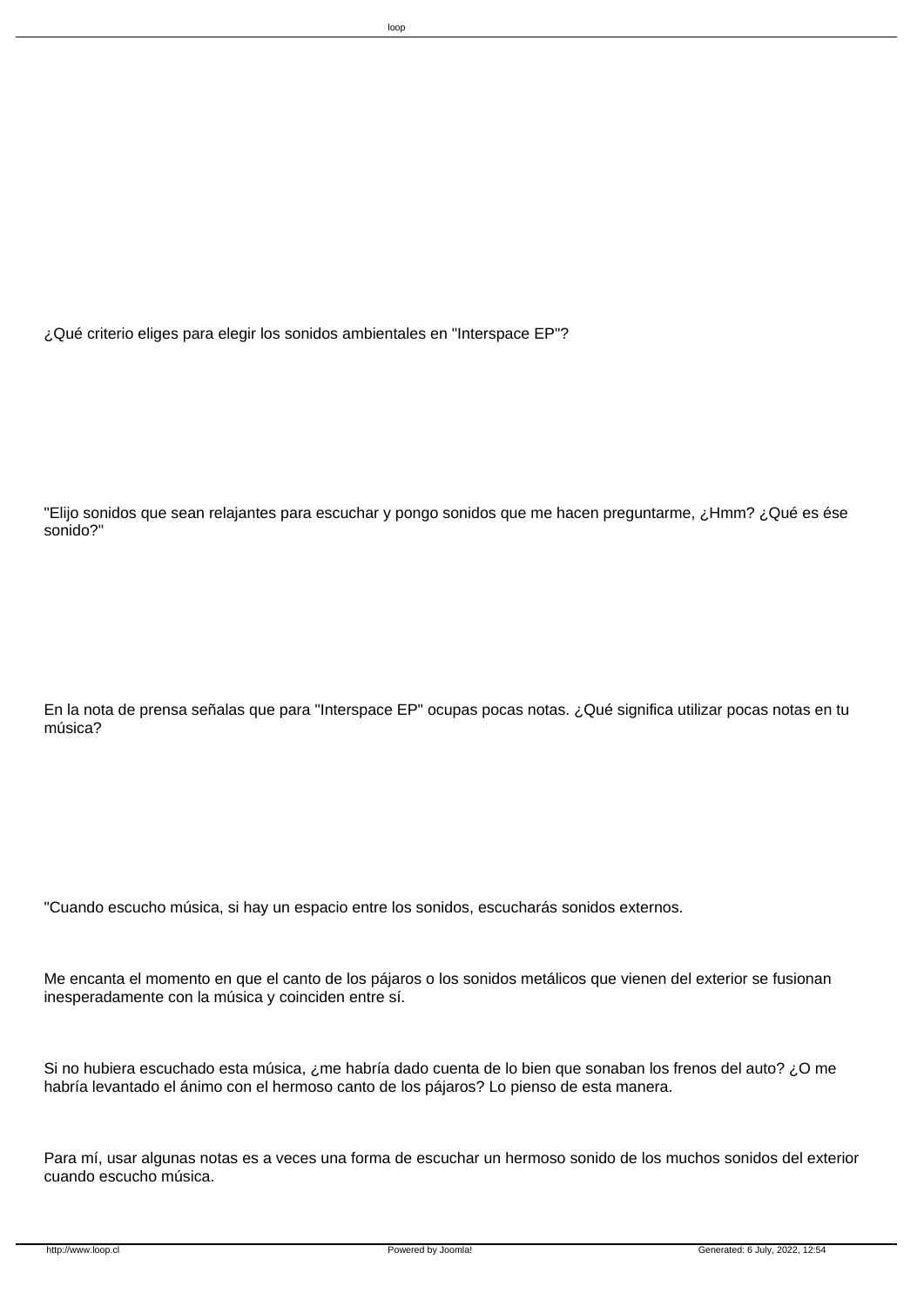¿Qué criterio eliges para elegir los sonidos ambientales en "Interspace EP"?

"Elijo sonidos que sean relajantes para escuchar y pongo sonidos que me hacen preguntarme, ¿Hmm? ¿Qué es ése sonido?"

En la nota de prensa señalas que para "Interspace EP" ocupas pocas notas. ¿Qué significa utilizar pocas notas en tu música?

"Cuando escucho música, si hay un espacio entre los sonidos, escucharás sonidos externos.

Me encanta el momento en que el canto de los pájaros o los sonidos metálicos que vienen del exterior se fusionan inesperadamente con la música y coinciden entre sí.

Si no hubiera escuchado esta música, ¿me habría dado cuenta de lo bien que sonaban los frenos del auto? ¿O me habría levantado el ánimo con el hermoso canto de los pájaros? Lo pienso de esta manera.

Para mí, usar algunas notas es a veces una forma de escuchar un hermoso sonido de los muchos sonidos del exterior cuando escucho música.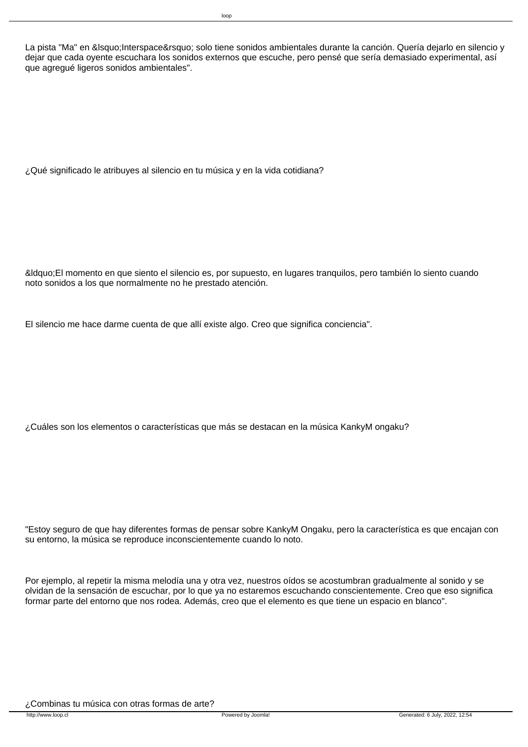La pista "Ma" en &lsquo;Interspace&rsquo; solo tiene sonidos ambientales durante la canción. Quería dejarlo en silencio y dejar que cada oyente escuchara los sonidos externos que escuche, pero pensé que sería demasiado experimental, así que agregué ligeros sonidos ambientales".

¿Qué significado le atribuyes al silencio en tu música y en la vida cotidiana?

&ldquo;El momento en que siento el silencio es, por supuesto, en lugares tranquilos, pero también lo siento cuando noto sonidos a los que normalmente no he prestado atención.

El silencio me hace darme cuenta de que allí existe algo. Creo que significa conciencia".

¿Cuáles son los elementos o características que más se destacan en la música KankyM ongaku?

"Estoy seguro de que hay diferentes formas de pensar sobre KankyM Ongaku, pero la característica es que encajan con su entorno, la música se reproduce inconscientemente cuando lo noto.

Por ejemplo, al repetir la misma melodía una y otra vez, nuestros oídos se acostumbran gradualmente al sonido y se olvidan de la sensación de escuchar, por lo que ya no estaremos escuchando conscientemente. Creo que eso significa formar parte del entorno que nos rodea. Además, creo que el elemento es que tiene un espacio en blanco".

¿Combinas tu música con otras formas de arte?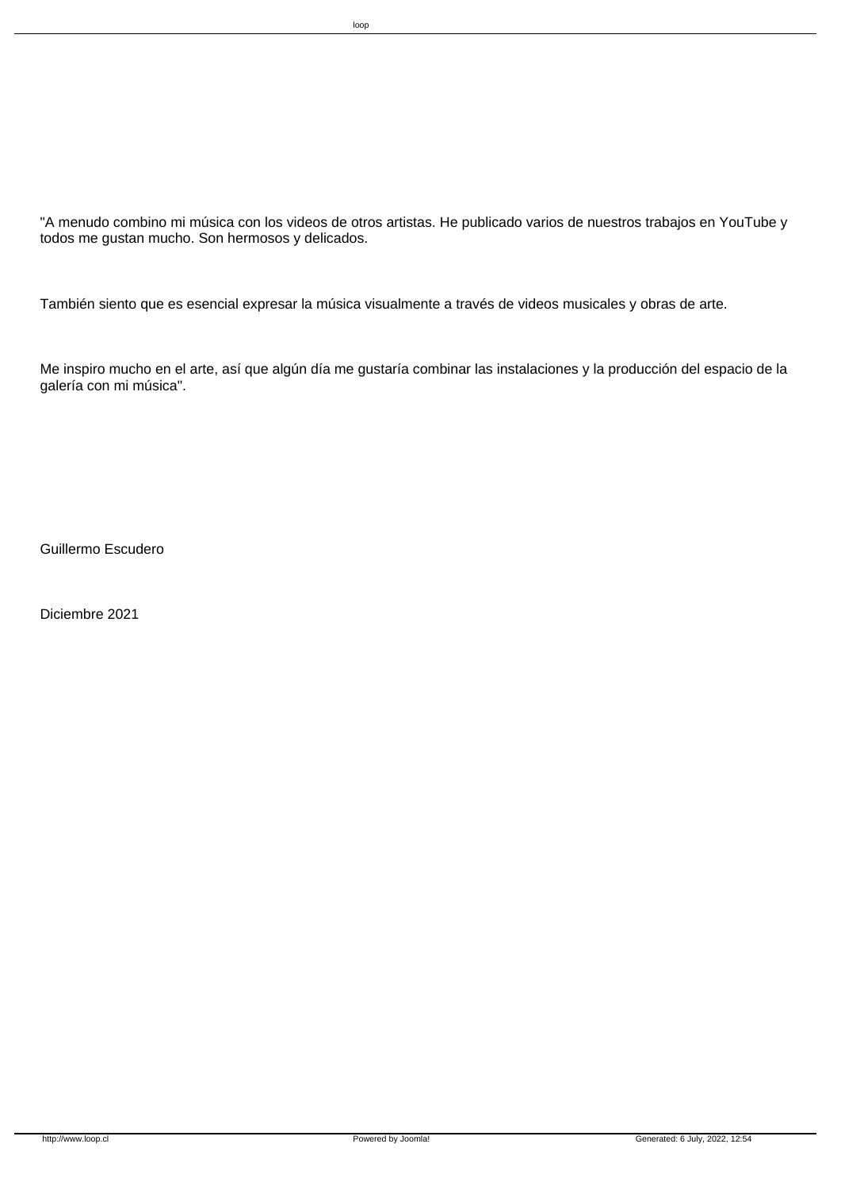"A menudo combino mi música con los videos de otros artistas. He publicado varios de nuestros trabajos en YouTube y todos me gustan mucho. Son hermosos y delicados.

También siento que es esencial expresar la música visualmente a través de videos musicales y obras de arte.

Me inspiro mucho en el arte, así que algún día me gustaría combinar las instalaciones y la producción del espacio de la galería con mi música".

Guillermo Escudero

Diciembre 2021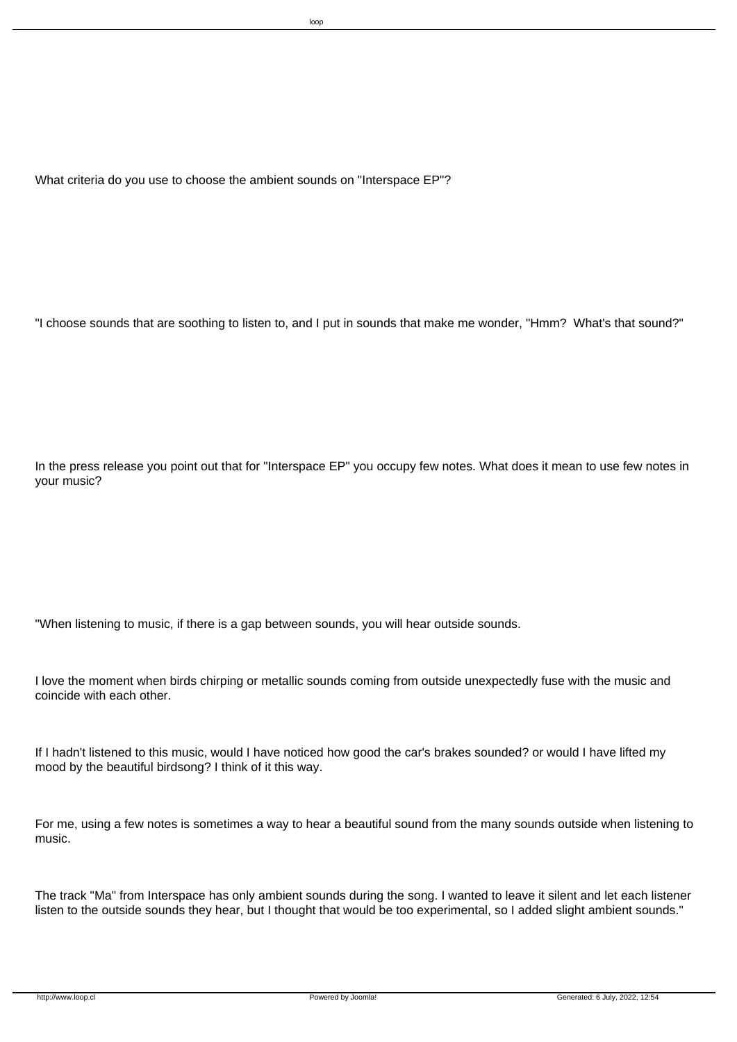What criteria do you use to choose the ambient sounds on "Interspace EP"?

"I choose sounds that are soothing to listen to, and I put in sounds that make me wonder, "Hmm?  What's that sound?"

In the press release you point out that for "Interspace EP" you occupy few notes. What does it mean to use few notes in your music?

"When listening to music, if there is a gap between sounds, you will hear outside sounds.

I love the moment when birds chirping or metallic sounds coming from outside unexpectedly fuse with the music and coincide with each other.

If I hadn't listened to this music, would I have noticed how good the car's brakes sounded? or would I have lifted my mood by the beautiful birdsong? I think of it this way.

For me, using a few notes is sometimes a way to hear a beautiful sound from the many sounds outside when listening to music.

The track "Ma" from Interspace has only ambient sounds during the song. I wanted to leave it silent and let each listener listen to the outside sounds they hear, but I thought that would be too experimental, so I added slight ambient sounds."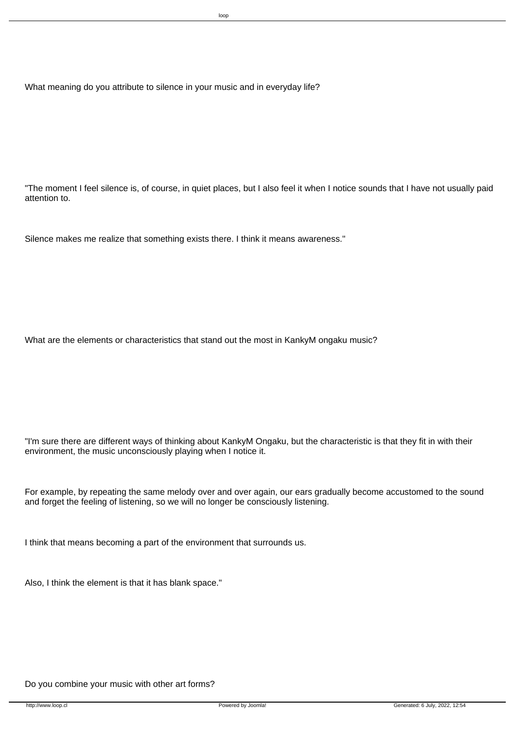What meaning do you attribute to silence in your music and in everyday life?

"The moment I feel silence is, of course, in quiet places, but I also feel it when I notice sounds that I have not usually paid attention to.

Silence makes me realize that something exists there. I think it means awareness."

What are the elements or characteristics that stand out the most in KankyM ongaku music?

"I'm sure there are different ways of thinking about KankyM Ongaku, but the characteristic is that they fit in with their environment, the music unconsciously playing when I notice it.

For example, by repeating the same melody over and over again, our ears gradually become accustomed to the sound and forget the feeling of listening, so we will no longer be consciously listening.

I think that means becoming a part of the environment that surrounds us.

Also, I think the element is that it has blank space."

Do you combine your music with other art forms?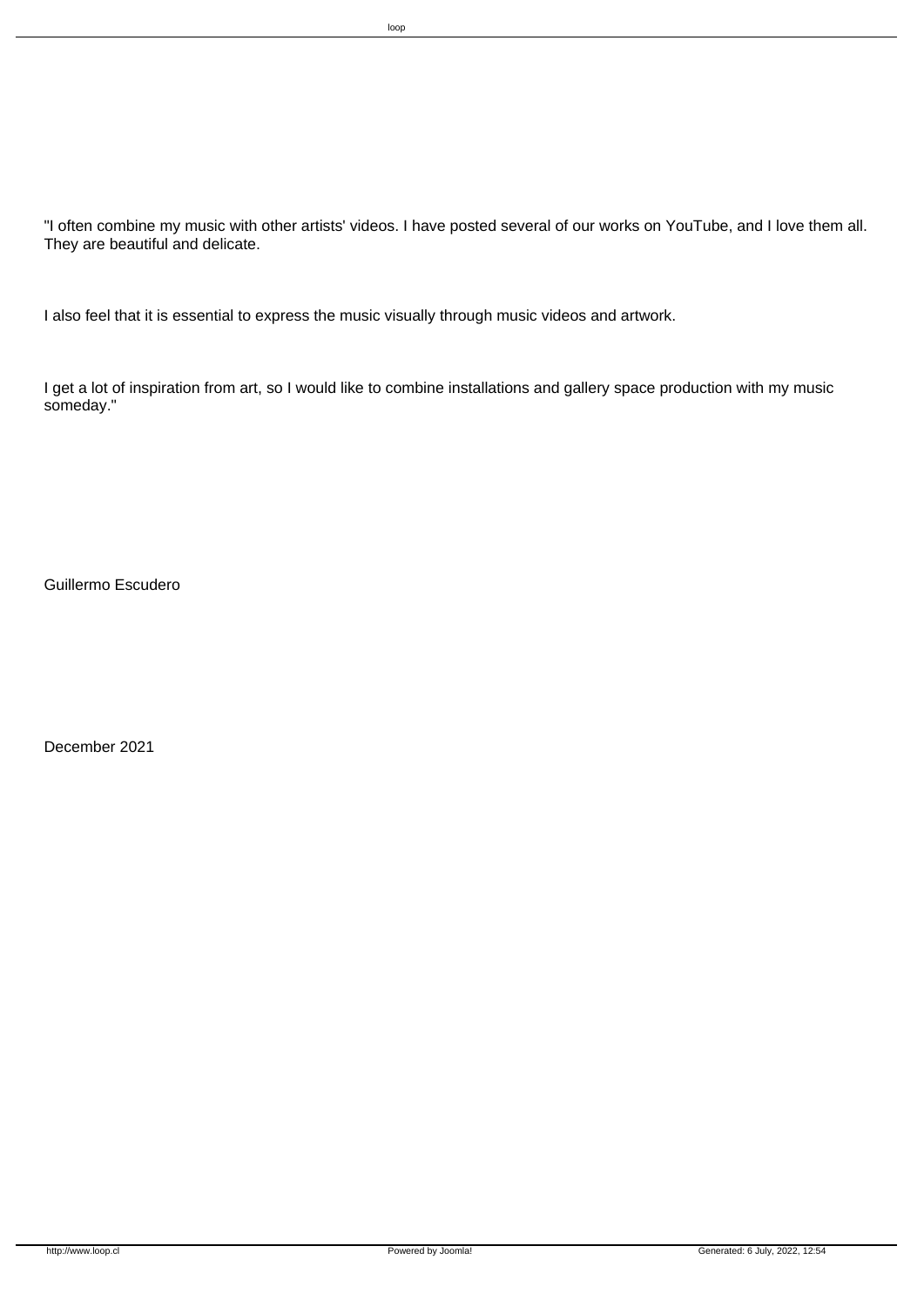"I often combine my music with other artists' videos. I have posted several of our works on YouTube, and I love them all. They are beautiful and delicate.

I also feel that it is essential to express the music visually through music videos and artwork.

I get a lot of inspiration from art, so I would like to combine installations and gallery space production with my music someday."

Guillermo Escudero

December 2021